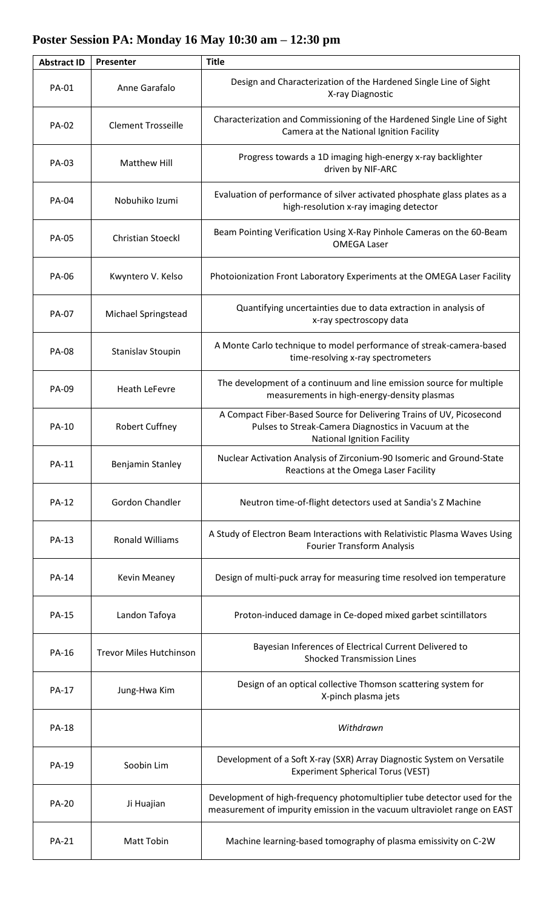## Poster Session PA: Monday 16 May 10:30 am – 12:30 pm

| Abstract ID | Presenter | Title |
|---|---|---|
| PA-01 | Anne Garafalo | Design and Characterization of the Hardened Single Line of Sight X-ray Diagnostic |
| PA-02 | Clement Trosseille | Characterization and Commissioning of the Hardened Single Line of Sight Camera at the National Ignition Facility |
| PA-03 | Matthew Hill | Progress towards a 1D imaging high-energy x-ray backlighter driven by NIF-ARC |
| PA-04 | Nobuhiko Izumi | Evaluation of performance of silver activated phosphate glass plates as a high-resolution x-ray imaging detector |
| PA-05 | Christian Stoeckl | Beam Pointing Verification Using X-Ray Pinhole Cameras on the 60-Beam OMEGA Laser |
| PA-06 | Kwyntero V. Kelso | Photoionization Front Laboratory Experiments at the OMEGA Laser Facility |
| PA-07 | Michael Springstead | Quantifying uncertainties due to data extraction in analysis of x-ray spectroscopy data |
| PA-08 | Stanislav Stoupin | A Monte Carlo technique to model performance of streak-camera-based time-resolving x-ray spectrometers |
| PA-09 | Heath LeFevre | The development of a continuum and line emission source for multiple measurements in high-energy-density plasmas |
| PA-10 | Robert Cuffney | A Compact Fiber-Based Source for Delivering Trains of UV, Picosecond Pulses to Streak-Camera Diagnostics in Vacuum at the National Ignition Facility |
| PA-11 | Benjamin Stanley | Nuclear Activation Analysis of Zirconium-90 Isomeric and Ground-State Reactions at the Omega Laser Facility |
| PA-12 | Gordon Chandler | Neutron time-of-flight detectors used at Sandia's Z Machine |
| PA-13 | Ronald Williams | A Study of Electron Beam Interactions with Relativistic Plasma Waves Using Fourier Transform Analysis |
| PA-14 | Kevin Meaney | Design of multi-puck array for measuring time resolved ion temperature |
| PA-15 | Landon Tafoya | Proton-induced damage in Ce-doped mixed garbet scintillators |
| PA-16 | Trevor Miles Hutchinson | Bayesian Inferences of Electrical Current Delivered to Shocked Transmission Lines |
| PA-17 | Jung-Hwa Kim | Design of an optical collective Thomson scattering system for X-pinch plasma jets |
| PA-18 | | *Withdrawn* |
| PA-19 | Soobin Lim | Development of a Soft X-ray (SXR) Array Diagnostic System on Versatile Experiment Spherical Torus (VEST) |
| PA-20 | Ji Huajian | Development of high-frequency photomultiplier tube detector used for the measurement of impurity emission in the vacuum ultraviolet range on EAST |
| PA-21 | Matt Tobin | Machine learning-based tomography of plasma emissivity on C-2W |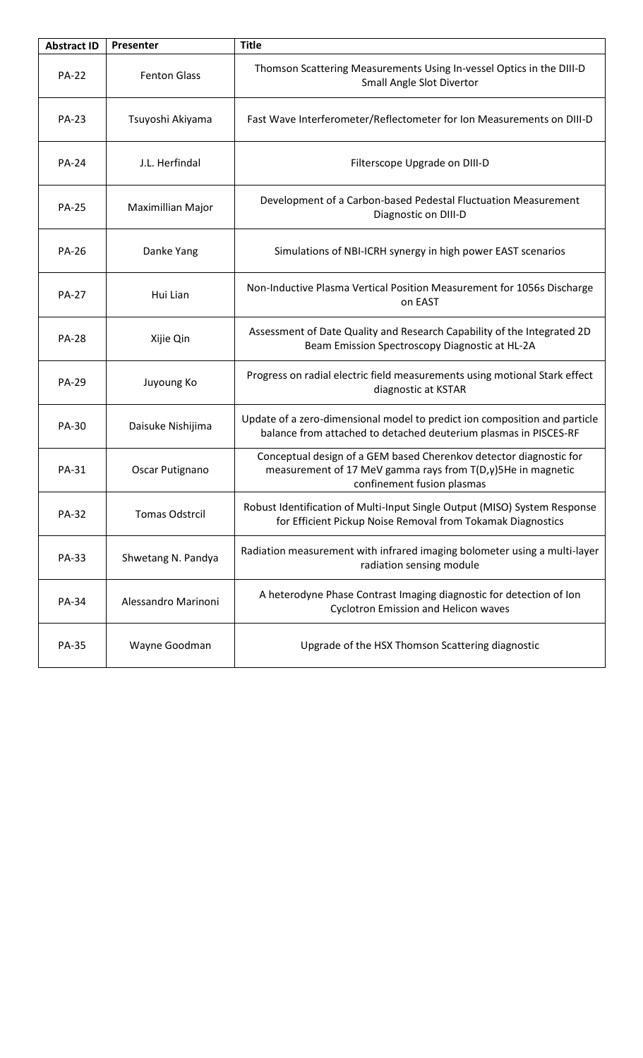| Abstract ID | Presenter | Title |
|---|---|---|
| PA-22 | Fenton Glass | Thomson Scattering Measurements Using In-vessel Optics in the DIII-D Small Angle Slot Divertor |
| PA-23 | Tsuyoshi Akiyama | Fast Wave Interferometer/Reflectometer for Ion Measurements on DIII-D |
| PA-24 | J.L. Herfindal | Filterscope Upgrade on DIII-D |
| PA-25 | Maximillian Major | Development of a Carbon-based Pedestal Fluctuation Measurement Diagnostic on DIII-D |
| PA-26 | Danke Yang | Simulations of NBI-ICRH synergy in high power EAST scenarios |
| PA-27 | Hui Lian | Non-Inductive Plasma Vertical Position Measurement for 1056s Discharge on EAST |
| PA-28 | Xijie Qin | Assessment of Date Quality and Research Capability of the Integrated 2D Beam Emission Spectroscopy Diagnostic at HL-2A |
| PA-29 | Juyoung Ko | Progress on radial electric field measurements using motional Stark effect diagnostic at KSTAR |
| PA-30 | Daisuke Nishijima | Update of a zero-dimensional model to predict ion composition and particle balance from attached to detached deuterium plasmas in PISCES-RF |
| PA-31 | Oscar Putignano | Conceptual design of a GEM based Cherenkov detector diagnostic for measurement of 17 MeV gamma rays from T(D,γ)5He in magnetic confinement fusion plasmas |
| PA-32 | Tomas Odstrcil | Robust Identification of Multi-Input Single Output (MISO) System Response for Efficient Pickup Noise Removal from Tokamak Diagnostics |
| PA-33 | Shwetang N. Pandya | Radiation measurement with infrared imaging bolometer using a multi-layer radiation sensing module |
| PA-34 | Alessandro Marinoni | A heterodyne Phase Contrast Imaging diagnostic for detection of Ion Cyclotron Emission and Helicon waves |
| PA-35 | Wayne Goodman | Upgrade of the HSX Thomson Scattering diagnostic |